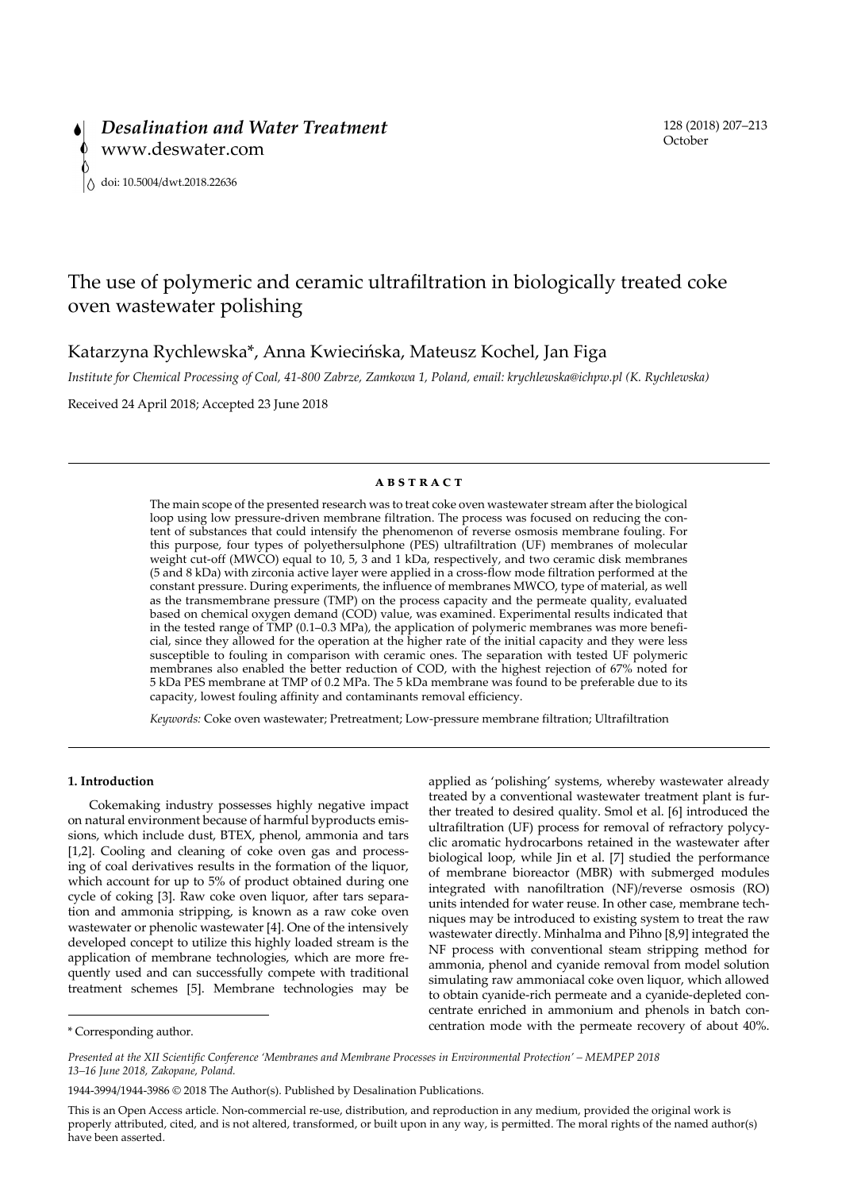# The use of polymeric and ceramic ultrafiltration in biologically treated coke oven wastewater polishing

Katarzyna Rychlewska*, Anna Kwiecińska, Mateusz Kochel, Jan Figa

*Institute for Chemical Processing of Coal, 41-800 Zabrze, Zamkowa 1, Poland, email: krychlewska@ichpw.pl (K. Rychlewska)*

Received 24 April 2018; Accepted 23 June 2018

## ABSTRACT

The main scope of the presented research was to treat coke oven wastewater stream after the biological loop using low pressure-driven membrane filtration. The process was focused on reducing the content of substances that could intensify the phenomenon of reverse osmosis membrane fouling. For this purpose, four types of polyethersulphone (PES) ultrafiltration (UF) membranes of molecular weight cut-off (MWCO) equal to 10, 5, 3 and 1 kDa, respectively, and two ceramic disk membranes (5 and 8 kDa) with zirconia active layer were applied in a cross-flow mode filtration performed at the constant pressure. During experiments, the influence of membranes MWCO, type of material, as well as the transmembrane pressure (TMP) on the process capacity and the permeate quality, evaluated based on chemical oxygen demand (COD) value, was examined. Experimental results indicated that in the tested range of TMP (0.1–0.3 MPa), the application of polymeric membranes was more beneficial, since they allowed for the operation at the higher rate of the initial capacity and they were less susceptible to fouling in comparison with ceramic ones. The separation with tested UF polymeric membranes also enabled the better reduction of COD, with the highest rejection of 67% noted for 5 kDa PES membrane at TMP of 0.2 MPa. The 5 kDa membrane was found to be preferable due to its capacity, lowest fouling affinity and contaminants removal efficiency.

*Keywords:* Coke oven wastewater; Pretreatment; Low-pressure membrane filtration; Ultrafiltration

## 1. Introduction

Cokemaking industry possesses highly negative impact on natural environment because of harmful byproducts emissions, which include dust, BTEX, phenol, ammonia and tars [1,2]. Cooling and cleaning of coke oven gas and processing of coal derivatives results in the formation of the liquor, which account for up to 5% of product obtained during one cycle of coking [3]. Raw coke oven liquor, after tars separation and ammonia stripping, is known as a raw coke oven wastewater or phenolic wastewater [4]. One of the intensively developed concept to utilize this highly loaded stream is the application of membrane technologies, which are more frequently used and can successfully compete with traditional treatment schemes [5]. Membrane technologies may be applied as 'polishing' systems, whereby wastewater already treated by a conventional wastewater treatment plant is further treated to desired quality. Smol et al. [6] introduced the ultrafiltration (UF) process for removal of refractory polycyclic aromatic hydrocarbons retained in the wastewater after biological loop, while Jin et al. [7] studied the performance of membrane bioreactor (MBR) with submerged modules integrated with nanofiltration (NF)/reverse osmosis (RO) units intended for water reuse. In other case, membrane techniques may be introduced to existing system to treat the raw wastewater directly. Minhalma and Pihno [8,9] integrated the NF process with conventional steam stripping method for ammonia, phenol and cyanide removal from model solution simulating raw ammoniacal coke oven liquor, which allowed to obtain cyanide-rich permeate and a cyanide-depleted concentrate enriched in ammonium and phenols in batch concentration mode with the permeate recovery of about 40%.

\* Corresponding author.

*Presented at the XII Scientific Conference 'Membranes and Membrane Processes in Environmental Protection' – MEMPEP 2018 13–16 June 2018, Zakopane, Poland.*

1944-3994/1944-3986 © 2018 The Author(s). Published by Desalination Publications.

This is an Open Access article. Non-commercial re-use, distribution, and reproduction in any medium, provided the original work is properly attributed, cited, and is not altered, transformed, or built upon in any way, is permitted. The moral rights of the named author(s) have been asserted.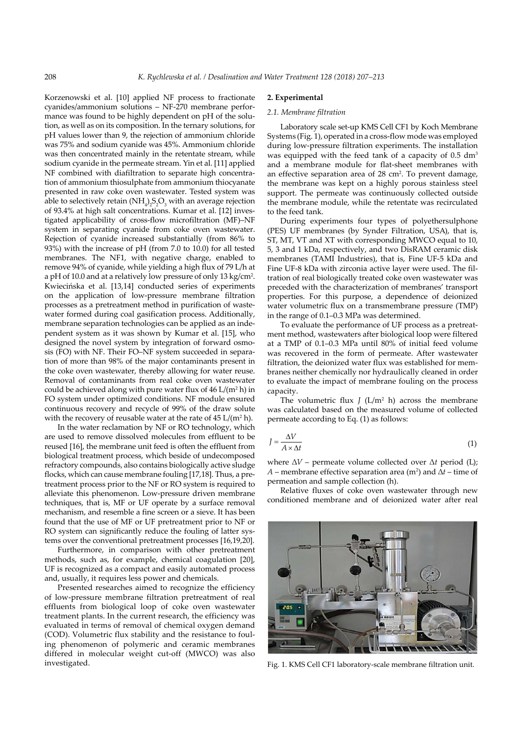Korzenowski et al. [10] applied NF process to fractionate cyanides/ammonium solutions – NF-270 membrane performance was found to be highly dependent on pH of the solution, as well as on its composition. In the ternary solutions, for pH values lower than 9, the rejection of ammonium chloride was 75% and sodium cyanide was 45%. Ammonium chloride was then concentrated mainly in the retentate stream, while sodium cyanide in the permeate stream. Yin et al. [11] applied NF combined with diafiltration to separate high concentration of ammonium thiosulphate from ammonium thiocyanate presented in raw coke oven wastewater. Tested system was able to selectively retain $(NH_4)_2S_2O_3$ with an average rejection of 93.4% at high salt concentrations. Kumar et al. [12] investigated applicability of cross-flow microfiltration (MF)–NF system in separating cyanide from coke oven wastewater. Rejection of cyanide increased substantially (from 86% to 93%) with the increase of pH (from 7.0 to 10.0) for all tested membranes. The NF1, with negative charge, enabled to remove 94% of cyanide, while yielding a high flux of 79 L/h at a pH of 10.0 and at a relatively low pressure of only 13 kg/cm$^2$. Kwiecińska et al. [13,14] conducted series of experiments on the application of low-pressure membrane filtration processes as a pretreatment method in purification of wastewater formed during coal gasification process. Additionally, membrane separation technologies can be applied as an independent system as it was shown by Kumar et al. [15], who designed the novel system by integration of forward osmosis (FO) with NF. Their FO–NF system succeeded in separation of more than 98% of the major contaminants present in the coke oven wastewater, thereby allowing for water reuse. Removal of contaminants from real coke oven wastewater could be achieved along with pure water flux of 46 L/(m$^2$ h) in FO system under optimized conditions. NF module ensured continuous recovery and recycle of 99% of the draw solute with the recovery of reusable water at the rate of 45 L/(m$^2$ h).

In the water reclamation by NF or RO technology, which are used to remove dissolved molecules from effluent to be reused [16], the membrane unit feed is often the effluent from biological treatment process, which beside of undecomposed refractory compounds, also contains biologically active sludge flocks, which can cause membrane fouling [17,18]. Thus, a pretreatment process prior to the NF or RO system is required to alleviate this phenomenon. Low-pressure driven membrane techniques, that is, MF or UF operate by a surface removal mechanism, and resemble a fine screen or a sieve. It has been found that the use of MF or UF pretreatment prior to NF or RO system can significantly reduce the fouling of latter systems over the conventional pretreatment processes [16,19,20].

Furthermore, in comparison with other pretreatment methods, such as, for example, chemical coagulation [20], UF is recognized as a compact and easily automated process and, usually, it requires less power and chemicals.

Presented researches aimed to recognize the efficiency of low-pressure membrane filtration pretreatment of real effluents from biological loop of coke oven wastewater treatment plants. In the current research, the efficiency was evaluated in terms of removal of chemical oxygen demand (COD). Volumetric flux stability and the resistance to fouling phenomenon of polymeric and ceramic membranes differed in molecular weight cut-off (MWCO) was also investigated.

## 2. Experimental

### 2.1. Membrane filtration

Laboratory scale set-up KMS Cell CF1 by Koch Membrane Systems (Fig. 1), operated in a cross-flow mode was employed during low-pressure filtration experiments. The installation was equipped with the feed tank of a capacity of 0.5 dm$^3$ and a membrane module for flat-sheet membranes with an effective separation area of 28 cm$^2$. To prevent damage, the membrane was kept on a highly porous stainless steel support. The permeate was continuously collected outside the membrane module, while the retentate was recirculated to the feed tank.

During experiments four types of polyethersulphone (PES) UF membranes (by Synder Filtration, USA), that is, ST, MT, VT and XT with corresponding MWCO equal to 10, 5, 3 and 1 kDa, respectively, and two DisRAM ceramic disk membranes (TAMI Industries), that is, Fine UF-5 kDa and Fine UF-8 kDa with zirconia active layer were used. The filtration of real biologically treated coke oven wastewater was preceded with the characterization of membranes' transport properties. For this purpose, a dependence of deionized water volumetric flux on a transmembrane pressure (TMP) in the range of 0.1–0.3 MPa was determined.

To evaluate the performance of UF process as a pretreatment method, wastewaters after biological loop were filtered at a TMP of 0.1–0.3 MPa until 80% of initial feed volume was recovered in the form of permeate. After wastewater filtration, the deionized water flux was established for membranes neither chemically nor hydraulically cleaned in order to evaluate the impact of membrane fouling on the process capacity.

The volumetric flux $J$ (L/m$^2$ h) across the membrane was calculated based on the measured volume of collected permeate according to Eq. (1) as follows:

$$J = \frac{\Delta V}{A \times \Delta t} \tag{1}$$

where $\Delta V$ – permeate volume collected over $\Delta t$ period (L); $A$ – membrane effective separation area (m$^2$) and $\Delta t$ – time of permeation and sample collection (h).

Relative fluxes of coke oven wastewater through new conditioned membrane and of deionized water after real

Fig. 1. KMS Cell CF1 laboratory-scale membrane filtration unit.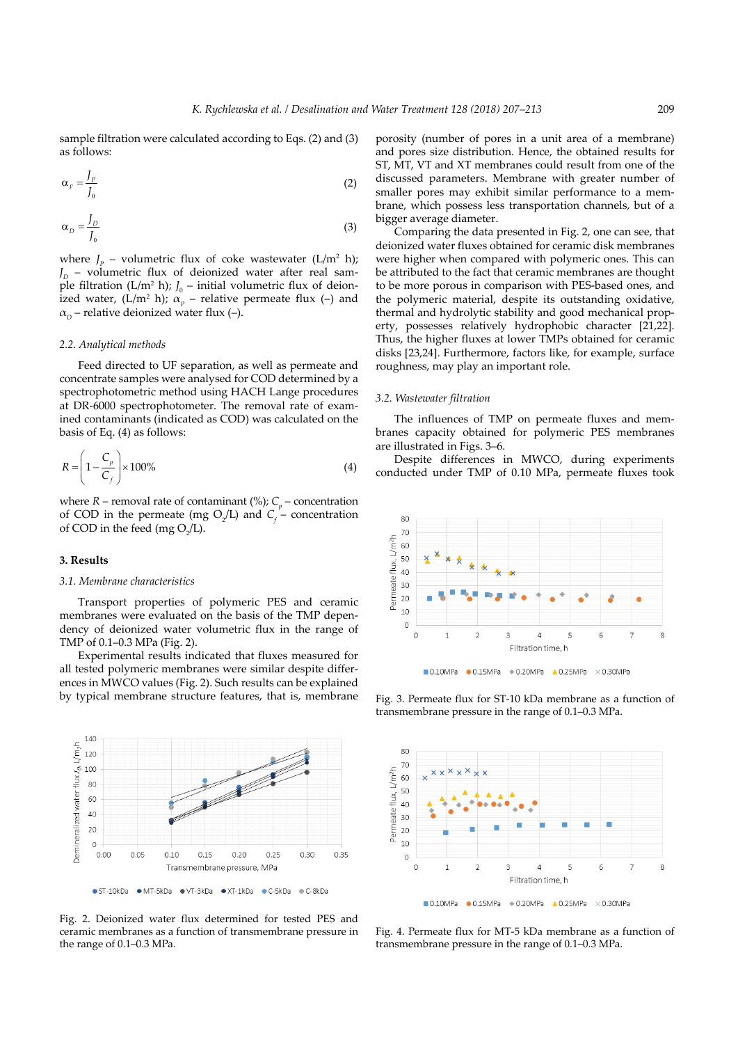sample filtration were calculated according to Eqs. (2) and (3) as follows:

$$\alpha_F = \frac{J_p}{J_0} \tag{2}$$

$$\alpha_D = \frac{J_D}{J_0} \tag{3}$$

where $J_p$ – volumetric flux of coke wastewater (L/m² h); $J_D$ – volumetric flux of deionized water after real sample filtration (L/m² h); $J_0$ – initial volumetric flux of deionized water, (L/m² h); $\alpha_p$ – relative permeate flux (–) and $\alpha_D$ – relative deionized water flux (–).

### 2.2. Analytical methods

Feed directed to UF separation, as well as permeate and concentrate samples were analysed for COD determined by a spectrophotometric method using HACH Lange procedures at DR-6000 spectrophotometer. The removal rate of examined contaminants (indicated as COD) was calculated on the basis of Eq. (4) as follows:

$$R = \left(1 - \frac{C_p}{C_f}\right) \times 100\% \tag{4}$$

where $R$ – removal rate of contaminant (%); $C_p$ – concentration of COD in the permeate (mg $O_2$/L) and $C_f$ – concentration of COD in the feed (mg $O_2$/L).

## 3. Results

### 3.1. Membrane characteristics

Transport properties of polymeric PES and ceramic membranes were evaluated on the basis of the TMP dependency of deionized water volumetric flux in the range of TMP of 0.1–0.3 MPa (Fig. 2).

Experimental results indicated that fluxes measured for all tested polymeric membranes were similar despite differences in MWCO values (Fig. 2). Such results can be explained by typical membrane structure features, that is, membrane porosity (number of pores in a unit area of a membrane) and pores size distribution. Hence, the obtained results for ST, MT, VT and XT membranes could result from one of the discussed parameters. Membrane with greater number of smaller pores may exhibit similar performance to a membrane, which possess less transportation channels, but of a bigger average diameter.

Comparing the data presented in Fig. 2, one can see, that deionized water fluxes obtained for ceramic disk membranes were higher when compared with polymeric ones. This can be attributed to the fact that ceramic membranes are thought to be more porous in comparison with PES-based ones, and the polymeric material, despite its outstanding oxidative, thermal and hydrolytic stability and good mechanical property, possesses relatively hydrophobic character [21,22]. Thus, the higher fluxes at lower TMPs obtained for ceramic disks [23,24]. Furthermore, factors like, for example, surface roughness, may play an important role.

### 3.2. Wastewater filtration

The influences of TMP on permeate fluxes and membranes capacity obtained for polymeric PES membranes are illustrated in Figs. 3–6.

Despite differences in MWCO, during experiments conducted under TMP of 0.10 MPa, permeate fluxes took

Fig. 2. Deionized water flux determined for tested PES and ceramic membranes as a function of transmembrane pressure in the range of 0.1–0.3 MPa.

Fig. 3. Permeate flux for ST-10 kDa membrane as a function of transmembrane pressure in the range of 0.1–0.3 MPa.

Fig. 4. Permeate flux for MT-5 kDa membrane as a function of transmembrane pressure in the range of 0.1–0.3 MPa.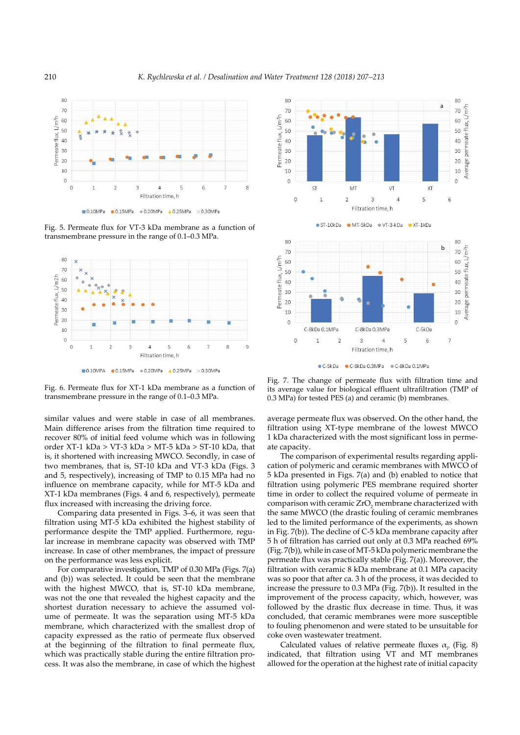Fig. 5. Permeate flux for VT-3 kDa membrane as a function of transmembrane pressure in the range of 0.1–0.3 MPa.

Fig. 6. Permeate flux for XT-1 kDa membrane as a function of transmembrane pressure in the range of 0.1–0.3 MPa.

Fig. 7. The change of permeate flux with filtration time and its average value for biological effluent ultrafiltration (TMP of 0.3 MPa) for tested PES (a) and ceramic (b) membranes.

similar values and were stable in case of all membranes. Main difference arises from the filtration time required to recover 80% of initial feed volume which was in following order XT-1 kDa > VT-3 kDa > MT-5 kDa > ST-10 kDa, that is, it shortened with increasing MWCO. Secondly, in case of two membranes, that is, ST-10 kDa and VT-3 kDa (Figs. 3 and 5, respectively), increasing of TMP to 0.15 MPa had no influence on membrane capacity, while for MT-5 kDa and XT-1 kDa membranes (Figs. 4 and 6, respectively), permeate flux increased with increasing the driving force.

Comparing data presented in Figs. 3–6, it was seen that filtration using MT-5 kDa exhibited the highest stability of performance despite the TMP applied. Furthermore, regular increase in membrane capacity was observed with TMP increase. In case of other membranes, the impact of pressure on the performance was less explicit.

For comparative investigation, TMP of 0.30 MPa (Figs. 7(a) and (b)) was selected. It could be seen that the membrane with the highest MWCO, that is, ST-10 kDa membrane, was not the one that revealed the highest capacity and the shortest duration necessary to achieve the assumed volume of permeate. It was the separation using MT-5 kDa membrane, which characterized with the smallest drop of capacity expressed as the ratio of permeate flux observed at the beginning of the filtration to final permeate flux, which was practically stable during the entire filtration process. It was also the membrane, in case of which the highest average permeate flux was observed. On the other hand, the filtration using XT-type membrane of the lowest MWCO 1 kDa characterized with the most significant loss in permeate capacity.

The comparison of experimental results regarding application of polymeric and ceramic membranes with MWCO of 5 kDa presented in Figs. 7(a) and (b) enabled to notice that filtration using polymeric PES membrane required shorter time in order to collect the required volume of permeate in comparison with ceramic $ZrO_2$ membrane characterized with the same MWCO (the drastic fouling of ceramic membranes led to the limited performance of the experiments, as shown in Fig. 7(b)). The decline of C-5 kDa membrane capacity after 5 h of filtration has carried out only at 0.3 MPa reached 69% (Fig. 7(b)), while in case of MT-5 kDa polymeric membrane the permeate flux was practically stable (Fig. 7(a)). Moreover, the filtration with ceramic 8 kDa membrane at 0.1 MPa capacity was so poor that after ca. 3 h of the process, it was decided to increase the pressure to 0.3 MPa (Fig. 7(b)). It resulted in the improvement of the process capacity, which, however, was followed by the drastic flux decrease in time. Thus, it was concluded, that ceramic membranes were more susceptible to fouling phenomenon and were stated to be unsuitable for coke oven wastewater treatment.

Calculated values of relative permeate fluxes $\alpha_p$ (Fig. 8) indicated, that filtration using VT and MT membranes allowed for the operation at the highest rate of initial capacity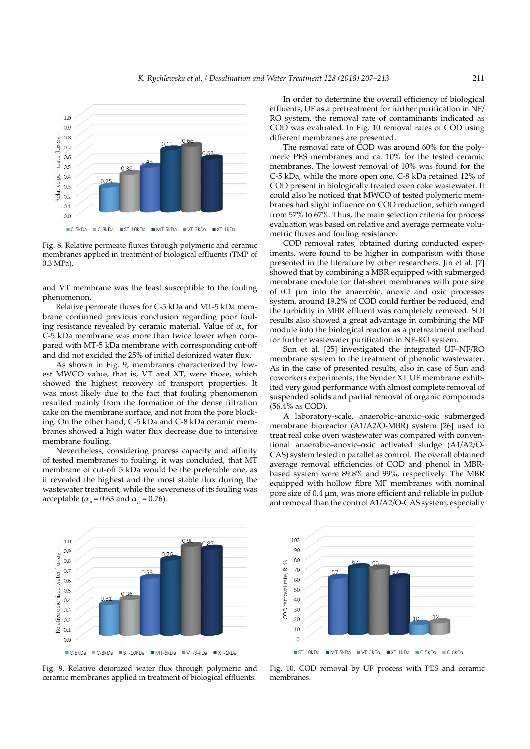Fig. 8. Relative permeate fluxes through polymeric and ceramic membranes applied in treatment of biological effluents (TMP of 0.3 MPa).

and VT membrane was the least susceptible to the fouling phenomenon.

Relative permeate fluxes for C-5 kDa and MT-5 kDa membrane confirmed previous conclusion regarding poor fouling resistance revealed by ceramic material. Value of $\alpha_p$ for C-5 kDa membrane was more than twice lower when compared with MT-5 kDa membrane with corresponding cut-off and did not excided the 25% of initial deionized water flux.

As shown in Fig. 9, membranes characterized by lowest MWCO value, that is, VT and XT, were those, which showed the highest recovery of transport properties. It was most likely due to the fact that fouling phenomenon resulted mainly from the formation of the dense filtration cake on the membrane surface, and not from the pore blocking. On the other hand, C-5 kDa and C-8 kDa ceramic membranes showed a high water flux decrease due to intensive membrane fouling.

Nevertheless, considering process capacity and affinity of tested membranes to fouling, it was concluded, that MT membrane of cut-off 5 kDa would be the preferable one, as it revealed the highest and the most stable flux during the wastewater treatment, while the severeness of its fouling was acceptable ($\alpha_p$ = 0.63 and $\alpha_D$ = 0.76).

In order to determine the overall efficiency of biological effluents, UF as a pretreatment for further purification in NF/RO system, the removal rate of contaminants indicated as COD was evaluated. In Fig. 10 removal rates of COD using different membranes are presented.

The removal rate of COD was around 60% for the polymeric PES membranes and ca. 10% for the tested ceramic membranes. The lowest removal of 10% was found for the C-5 kDa, while the more open one, C-8 kDa retained 12% of COD present in biologically treated oven coke wastewater. It could also be noticed that MWCO of tested polymeric membranes had slight influence on COD reduction, which ranged from 57% to 67%. Thus, the main selection criteria for process evaluation was based on relative and average permeate volumetric fluxes and fouling resistance.

COD removal rates, obtained during conducted experiments, were found to be higher in comparison with those presented in the literature by other researchers. Jin et al. [7] showed that by combining a MBR equipped with submerged membrane module for flat-sheet membranes with pore size of 0.1 μm into the anaerobic, anoxic and oxic processes system, around 19.2% of COD could further be reduced, and the turbidity in MBR effluent was completely removed. SDI results also showed a great advantage in combining the MF module into the biological reactor as a pretreatment method for further wastewater purification in NF-RO system.

Sun et al. [25] investigated the integrated UF–NF/RO membrane system to the treatment of phenolic wastewater. As in the case of presented results, also in case of Sun and coworkers experiments, the Synder XT UF membrane exhibited very good performance with almost complete removal of suspended solids and partial removal of organic compounds (56.4% as COD).

A laboratory-scale, anaerobic–anoxic–oxic submerged membrane bioreactor (A1/A2/O-MBR) system [26] used to treat real coke oven wastewater was compared with conventional anaerobic–anoxic–oxic activated sludge (A1/A2/O-CAS) system tested in parallel as control. The overall obtained average removal efficiencies of COD and phenol in MBR-based system were 89.8% and 99%, respectively. The MBR equipped with hollow fibre MF membranes with nominal pore size of 0.4 μm, was more efficient and reliable in pollutant removal than the control A1/A2/O-CAS system, especially

Fig. 9. Relative deionized water flux through polymeric and ceramic membranes applied in treatment of biological effluents.

Fig. 10. COD removal by UF process with PES and ceramic membranes.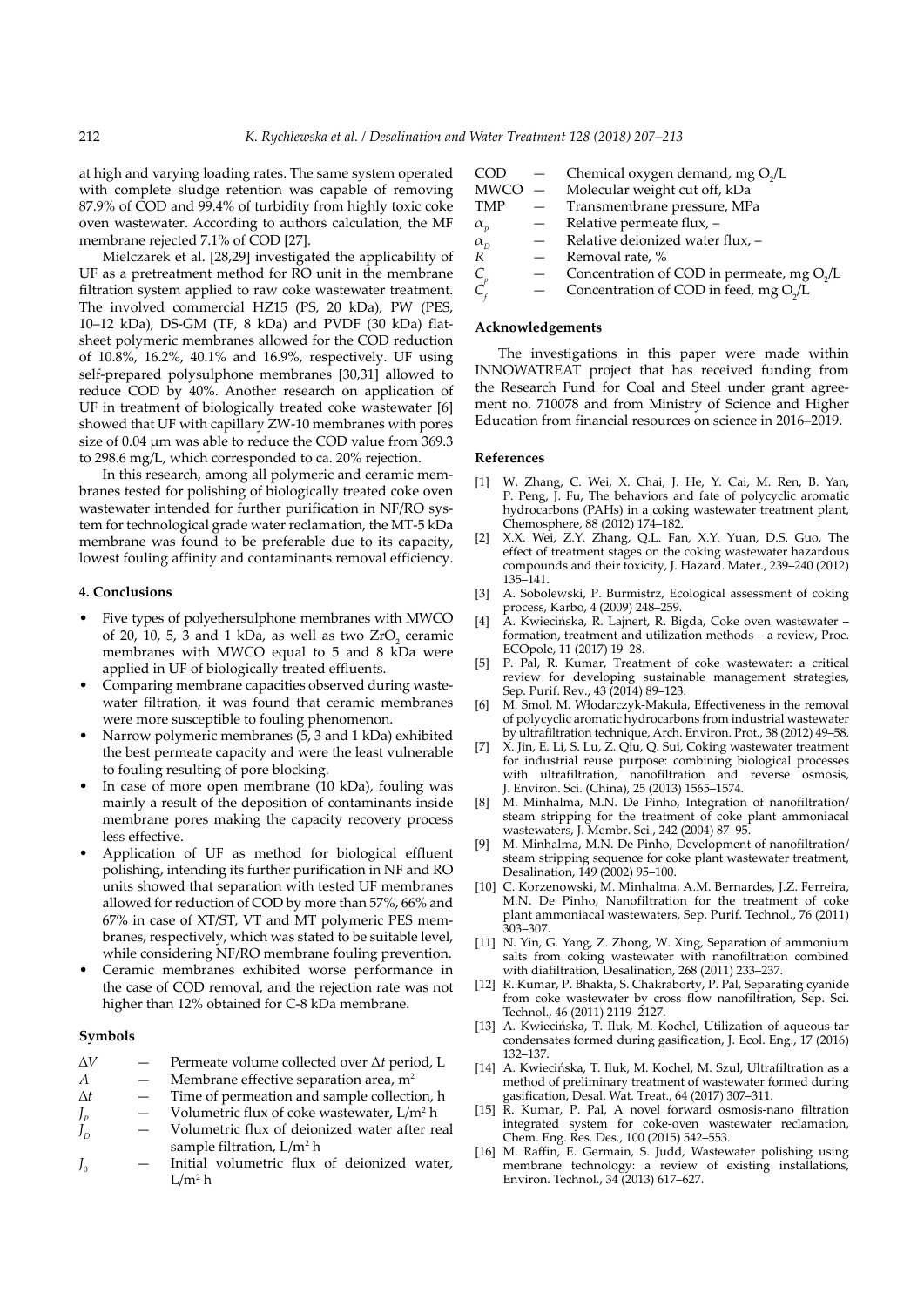at high and varying loading rates. The same system operated with complete sludge retention was capable of removing 87.9% of COD and 99.4% of turbidity from highly toxic coke oven wastewater. According to authors calculation, the MF membrane rejected 7.1% of COD [27].

Mielczarek et al. [28,29] investigated the applicability of UF as a pretreatment method for RO unit in the membrane filtration system applied to raw coke wastewater treatment. The involved commercial HZ15 (PS, 20 kDa), PW (PES, 10–12 kDa), DS-GM (TF, 8 kDa) and PVDF (30 kDa) flat-sheet polymeric membranes allowed for the COD reduction of 10.8%, 16.2%, 40.1% and 16.9%, respectively. UF using self-prepared polysulphone membranes [30,31] allowed to reduce COD by 40%. Another research on application of UF in treatment of biologically treated coke wastewater [6] showed that UF with capillary ZW-10 membranes with pores size of 0.04 μm was able to reduce the COD value from 369.3 to 298.6 mg/L, which corresponded to ca. 20% rejection.

In this research, among all polymeric and ceramic membranes tested for polishing of biologically treated coke oven wastewater intended for further purification in NF/RO system for technological grade water reclamation, the MT-5 kDa membrane was found to be preferable due to its capacity, lowest fouling affinity and contaminants removal efficiency.

## 4. Conclusions

- Five types of polyethersulphone membranes with MWCO of 20, 10, 5, 3 and 1 kDa, as well as two $ZrO_2$ ceramic membranes with MWCO equal to 5 and 8 kDa were applied in UF of biologically treated effluents.
- Comparing membrane capacities observed during wastewater filtration, it was found that ceramic membranes were more susceptible to fouling phenomenon.
- Narrow polymeric membranes (5, 3 and 1 kDa) exhibited the best permeate capacity and were the least vulnerable to fouling resulting of pore blocking.
- In case of more open membrane (10 kDa), fouling was mainly a result of the deposition of contaminants inside membrane pores making the capacity recovery process less effective.
- Application of UF as method for biological effluent polishing, intending its further purification in NF and RO units showed that separation with tested UF membranes allowed for reduction of COD by more than 57%, 66% and 67% in case of XT/ST, VT and MT polymeric PES membranes, respectively, which was stated to be suitable level, while considering NF/RO membrane fouling prevention.
- Ceramic membranes exhibited worse performance in the case of COD removal, and the rejection rate was not higher than 12% obtained for C-8 kDa membrane.

## Symbols

| | | |
|---|---|---|
| $\Delta V$ | — | Permeate volume collected over $\Delta t$ period, L |
| $A$ | — | Membrane effective separation area, $m^2$ |
| $\Delta t$ | — | Time of permeation and sample collection, h |
| $J_p$ | — | Volumetric flux of coke wastewater, $L/m^2$ h |
| $J_D$ | — | Volumetric flux of deionized water after real sample filtration, $L/m^2$ h |
| $J_0$ | — | Initial volumetric flux of deionized water, $L/m^2$ h |
| COD | — | Chemical oxygen demand, mg $O_2$/L |
| MWCO | — | Molecular weight cut off, kDa |
| TMP | — | Transmembrane pressure, MPa |
| $\alpha_p$ | — | Relative permeate flux, – |
| $\alpha_D$ | — | Relative deionized water flux, – |
| $R$ | — | Removal rate, % |
| $C_p$ | — | Concentration of COD in permeate, mg $O_2$/L |
| $C_f$ | — | Concentration of COD in feed, mg $O_2$/L |

## Acknowledgements

The investigations in this paper were made within INNOWATREAT project that has received funding from the Research Fund for Coal and Steel under grant agreement no. 710078 and from Ministry of Science and Higher Education from financial resources on science in 2016–2019.

## References

[1] W. Zhang, C. Wei, X. Chai, J. He, Y. Cai, M. Ren, B. Yan, P. Peng, J. Fu, The behaviors and fate of polycyclic aromatic hydrocarbons (PAHs) in a coking wastewater treatment plant, Chemosphere, 88 (2012) 174–182.

[2] X.X. Wei, Z.Y. Zhang, Q.L. Fan, X.Y. Yuan, D.S. Guo, The effect of treatment stages on the coking wastewater hazardous compounds and their toxicity, J. Hazard. Mater., 239–240 (2012) 135–141.

[3] A. Sobolewski, P. Burmistrz, Ecological assessment of coking process, Karbo, 4 (2009) 248–259.

[4] A. Kwiecińska, R. Lajnert, R. Bigda, Coke oven wastewater – formation, treatment and utilization methods – a review, Proc. ECOpole, 11 (2017) 19–28.

[5] P. Pal, R. Kumar, Treatment of coke wastewater: a critical review for developing sustainable management strategies, Sep. Purif. Rev., 43 (2014) 89–123.

[6] M. Smol, M. Włodarczyk-Makuła, Effectiveness in the removal of polycyclic aromatic hydrocarbons from industrial wastewater by ultrafiltration technique, Arch. Environ. Prot., 38 (2012) 49–58.

[7] X. Jin, E. Li, S. Lu, Z. Qiu, Q. Sui, Coking wastewater treatment for industrial reuse purpose: combining biological processes with ultrafiltration, nanofiltration and reverse osmosis, J. Environ. Sci. (China), 25 (2013) 1565–1574.

[8] M. Minhalma, M.N. De Pinho, Integration of nanofiltration/steam stripping for the treatment of coke plant ammoniacal wastewaters, J. Membr. Sci., 242 (2004) 87–95.

[9] M. Minhalma, M.N. De Pinho, Development of nanofiltration/steam stripping sequence for coke plant wastewater treatment, Desalination, 149 (2002) 95–100.

[10] C. Korzenowski, M. Minhalma, A.M. Bernardes, J.Z. Ferreira, M.N. De Pinho, Nanofiltration for the treatment of coke plant ammoniacal wastewaters, Sep. Purif. Technol., 76 (2011) 303–307.

[11] N. Yin, G. Yang, Z. Zhong, W. Xing, Separation of ammonium salts from coking wastewater with nanofiltration combined with diafiltration, Desalination, 268 (2011) 233–237.

[12] R. Kumar, P. Bhakta, S. Chakraborty, P. Pal, Separating cyanide from coke wastewater by cross flow nanofiltration, Sep. Sci. Technol., 46 (2011) 2119–2127.

[13] A. Kwiecińska, T. Iluk, M. Kochel, Utilization of aqueous-tar condensates formed during gasification, J. Ecol. Eng., 17 (2016) 132–137.

[14] A. Kwiecińska, T. Iluk, M. Kochel, M. Szul, Ultrafiltration as a method of preliminary treatment of wastewater formed during gasification, Desal. Wat. Treat., 64 (2017) 307–311.

[15] R. Kumar, P. Pal, A novel forward osmosis-nano filtration integrated system for coke-oven wastewater reclamation, Chem. Eng. Res. Des., 100 (2015) 542–553.

[16] M. Raffin, E. Germain, S. Judd, Wastewater polishing using membrane technology: a review of existing installations, Environ. Technol., 34 (2013) 617–627.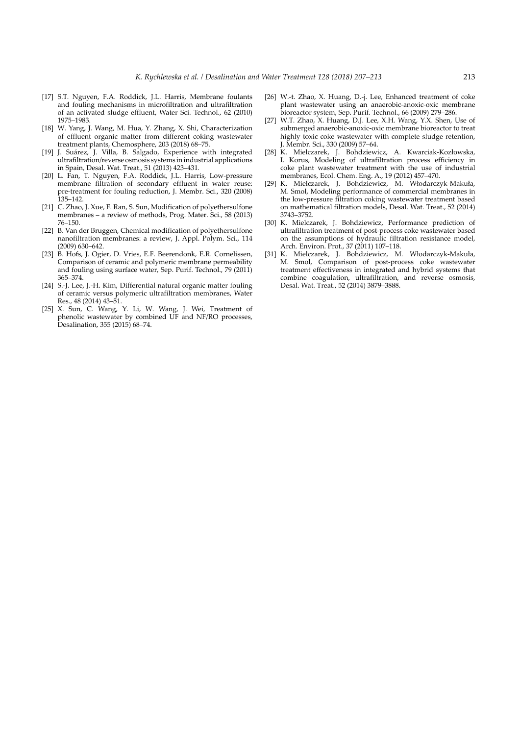[17] S.T. Nguyen, F.A. Roddick, J.L. Harris, Membrane foulants and fouling mechanisms in microfiltration and ultrafiltration of an activated sludge effluent, Water Sci. Technol., 62 (2010) 1975–1983.

[18] W. Yang, J. Wang, M. Hua, Y. Zhang, X. Shi, Characterization of effluent organic matter from different coking wastewater treatment plants, Chemosphere, 203 (2018) 68–75.

[19] J. Suárez, J. Villa, B. Salgado, Experience with integrated ultrafiltration/reverse osmosis systems in industrial applications in Spain, Desal. Wat. Treat., 51 (2013) 423–431.

[20] L. Fan, T. Nguyen, F.A. Roddick, J.L. Harris, Low-pressure membrane filtration of secondary effluent in water reuse: pre-treatment for fouling reduction, J. Membr. Sci., 320 (2008) 135–142.

[21] C. Zhao, J. Xue, F. Ran, S. Sun, Modification of polyethersulfone membranes – a review of methods, Prog. Mater. Sci., 58 (2013) 76–150.

[22] B. Van der Bruggen, Chemical modification of polyethersulfone nanofiltration membranes: a review, J. Appl. Polym. Sci., 114 (2009) 630–642.

[23] B. Hofs, J. Ogier, D. Vries, E.F. Beerendonk, E.R. Cornelissen, Comparison of ceramic and polymeric membrane permeability and fouling using surface water, Sep. Purif. Technol., 79 (2011) 365–374.

[24] S.-J. Lee, J.-H. Kim, Differential natural organic matter fouling of ceramic versus polymeric ultrafiltration membranes, Water Res., 48 (2014) 43–51.

[25] X. Sun, C. Wang, Y. Li, W. Wang, J. Wei, Treatment of phenolic wastewater by combined UF and NF/RO processes, Desalination, 355 (2015) 68–74.

[26] W.-t. Zhao, X. Huang, D.-j. Lee, Enhanced treatment of coke plant wastewater using an anaerobic-anoxic-oxic membrane bioreactor system, Sep. Purif. Technol., 66 (2009) 279–286.

[27] W.T. Zhao, X. Huang, D.J. Lee, X.H. Wang, Y.X. Shen, Use of submerged anaerobic-anoxic-oxic membrane bioreactor to treat highly toxic coke wastewater with complete sludge retention, J. Membr. Sci., 330 (2009) 57–64.

[28] K. Mielczarek, J. Bohdziewicz, A. Kwarciak-Kozłowska, I. Korus, Modeling of ultrafiltration process efficiency in coke plant wastewater treatment with the use of industrial membranes, Ecol. Chem. Eng. A., 19 (2012) 457–470.

[29] K. Mielczarek, J. Bohdziewicz, M. Włodarczyk-Makuła, M. Smol, Modeling performance of commercial membranes in the low-pressure filtration coking wastewater treatment based on mathematical filtration models, Desal. Wat. Treat., 52 (2014) 3743–3752.

[30] K. Mielczarek, J. Bohdziewicz, Performance prediction of ultrafiltration treatment of post-process coke wastewater based on the assumptions of hydraulic filtration resistance model, Arch. Environ. Prot., 37 (2011) 107–118.

[31] K. Mielczarek, J. Bohdziewicz, M. Włodarczyk-Makuła, M. Smol, Comparison of post-process coke wastewater treatment effectiveness in integrated and hybrid systems that combine coagulation, ultrafiltration, and reverse osmosis, Desal. Wat. Treat., 52 (2014) 3879–3888.